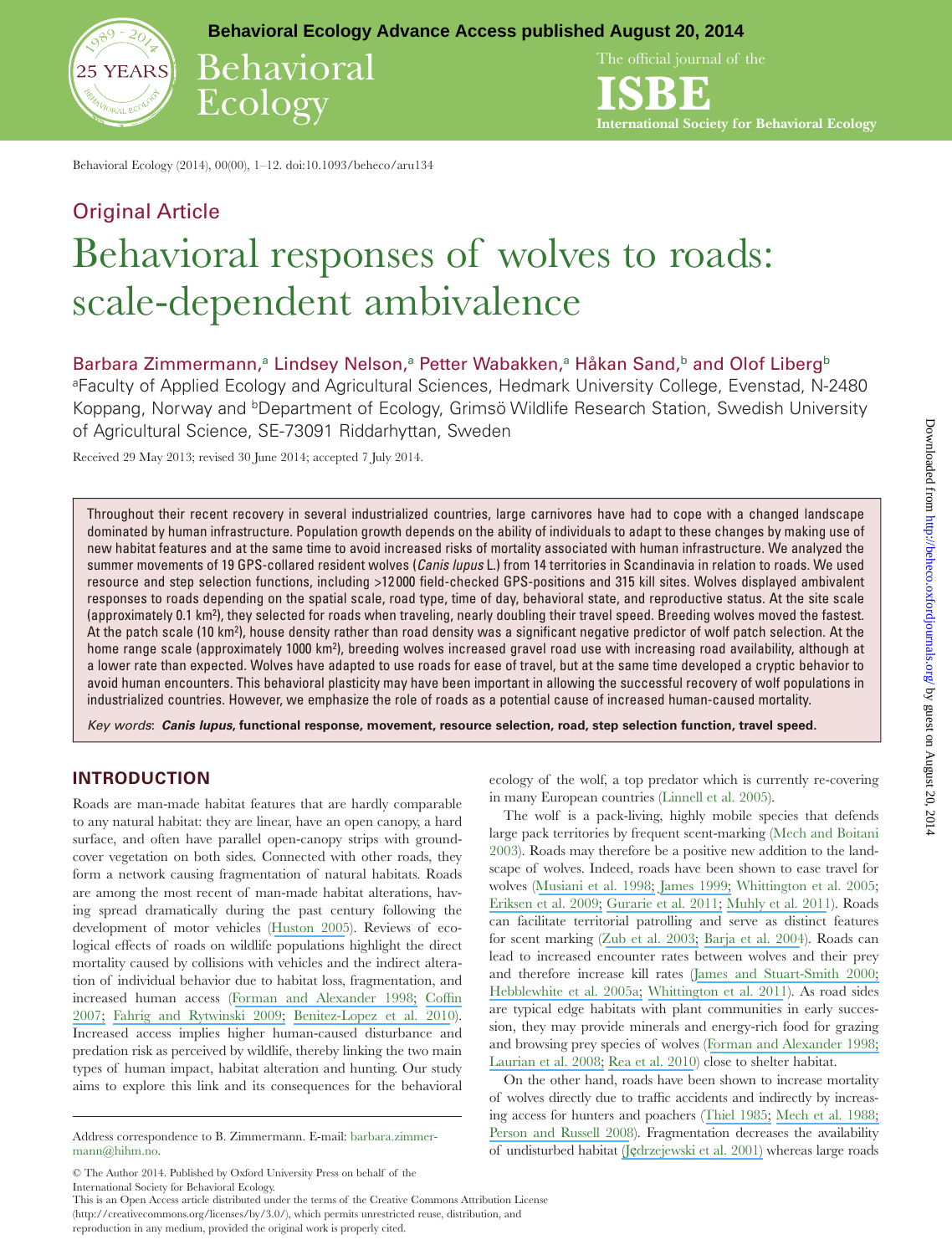Behavioral Ecology (2014), 00(00), 1–12. doi:10.1093/beheco/aru134

## Original Article

# Behavioral responses of wolves to roads: scale-dependent ambivalence

Barbara Zimmermann,[a] Lindsey Nelson,[a] Petter Wabakken,[a] Håkan Sand,[b] and Olof Liberg[b]

[a]Faculty of Applied Ecology and Agricultural Sciences, Hedmark University College, Evenstad, N-2480 Koppang, Norway and [b]Department of Ecology, Grimsö Wildlife Research Station, Swedish University of Agricultural Science, SE-73091 Riddarhyttan, Sweden

Received 29 May 2013; revised 30 June 2014; accepted 7 July 2014.

Throughout their recent recovery in several industrialized countries, large carnivores have had to cope with a changed landscape dominated by human infrastructure. Population growth depends on the ability of individuals to adapt to these changes by making use of new habitat features and at the same time to avoid increased risks of mortality associated with human infrastructure. We analyzed the summer movements of 19 GPS-collared resident wolves (*Canis lupus* L.) from 14 territories in Scandinavia in relation to roads. We used resource and step selection functions, including >12 000 field-checked GPS-positions and 315 kill sites. Wolves displayed ambivalent responses to roads depending on the spatial scale, road type, time of day, behavioral state, and reproductive status. At the site scale (approximately 0.1 km$^2$), they selected for roads when traveling, nearly doubling their travel speed. Breeding wolves moved the fastest. At the patch scale (10 km$^2$), house density rather than road density was a significant negative predictor of wolf patch selection. At the home range scale (approximately 1000 km$^2$), breeding wolves increased gravel road use with increasing road availability, although at a lower rate than expected. Wolves have adapted to use roads for ease of travel, but at the same time developed a cryptic behavior to avoid human encounters. This behavioral plasticity may have been important in allowing the successful recovery of wolf populations in industrialized countries. However, we emphasize the role of roads as a potential cause of increased human-caused mortality.

*Key words*: ***Canis lupus*, functional response, movement, resource selection, road, step selection function, travel speed.**

## INTRODUCTION

Roads are man-made habitat features that are hardly comparable to any natural habitat: they are linear, have an open canopy, a hard surface, and often have parallel open-canopy strips with ground-cover vegetation on both sides. Connected with other roads, they form a network causing fragmentation of natural habitats. Roads are among the most recent of man-made habitat alterations, having spread dramatically during the past century following the development of motor vehicles (Huston 2005). Reviews of ecological effects of roads on wildlife populations highlight the direct mortality caused by collisions with vehicles and the indirect alteration of individual behavior due to habitat loss, fragmentation, and increased human access (Forman and Alexander 1998; Coffin 2007; Fahrig and Rytwinski 2009; Benitez-Lopez et al. 2010). Increased access implies higher human-caused disturbance and predation risk as perceived by wildlife, thereby linking the two main types of human impact, habitat alteration and hunting. Our study aims to explore this link and its consequences for the behavioral ecology of the wolf, a top predator which is currently re-covering in many European countries (Linnell et al. 2005).

The wolf is a pack-living, highly mobile species that defends large pack territories by frequent scent-marking (Mech and Boitani 2003). Roads may therefore be a positive new addition to the landscape of wolves. Indeed, roads have been shown to ease travel for wolves (Musiani et al. 1998; James 1999; Whittington et al. 2005; Eriksen et al. 2009; Gurarie et al. 2011; Muhly et al. 2011). Roads can facilitate territorial patrolling and serve as distinct features for scent marking (Zub et al. 2003; Barja et al. 2004). Roads can lead to increased encounter rates between wolves and their prey and therefore increase kill rates (James and Stuart-Smith 2000; Hebblewhite et al. 2005a; Whittington et al. 2011). As road sides are typical edge habitats with plant communities in early succession, they may provide minerals and energy-rich food for grazing and browsing prey species of wolves (Forman and Alexander 1998; Laurian et al. 2008; Rea et al. 2010) close to shelter habitat.

On the other hand, roads have been shown to increase mortality of wolves directly due to traffic accidents and indirectly by increasing access for hunters and poachers (Thiel 1985; Mech et al. 1988; Person and Russell 2008). Fragmentation decreases the availability of undisturbed habitat (Jędrzejewski et al. 2001) whereas large roads

Address correspondence to B. Zimmermann. E-mail: barbara.zimmermann@hihm.no.

© The Author 2014. Published by Oxford University Press on behalf of the International Society for Behavioral Ecology.
This is an Open Access article distributed under the terms of the Creative Commons Attribution License (http://creativecommons.org/licenses/by/3.0/), which permits unrestricted reuse, distribution, and reproduction in any medium, provided the original work is properly cited.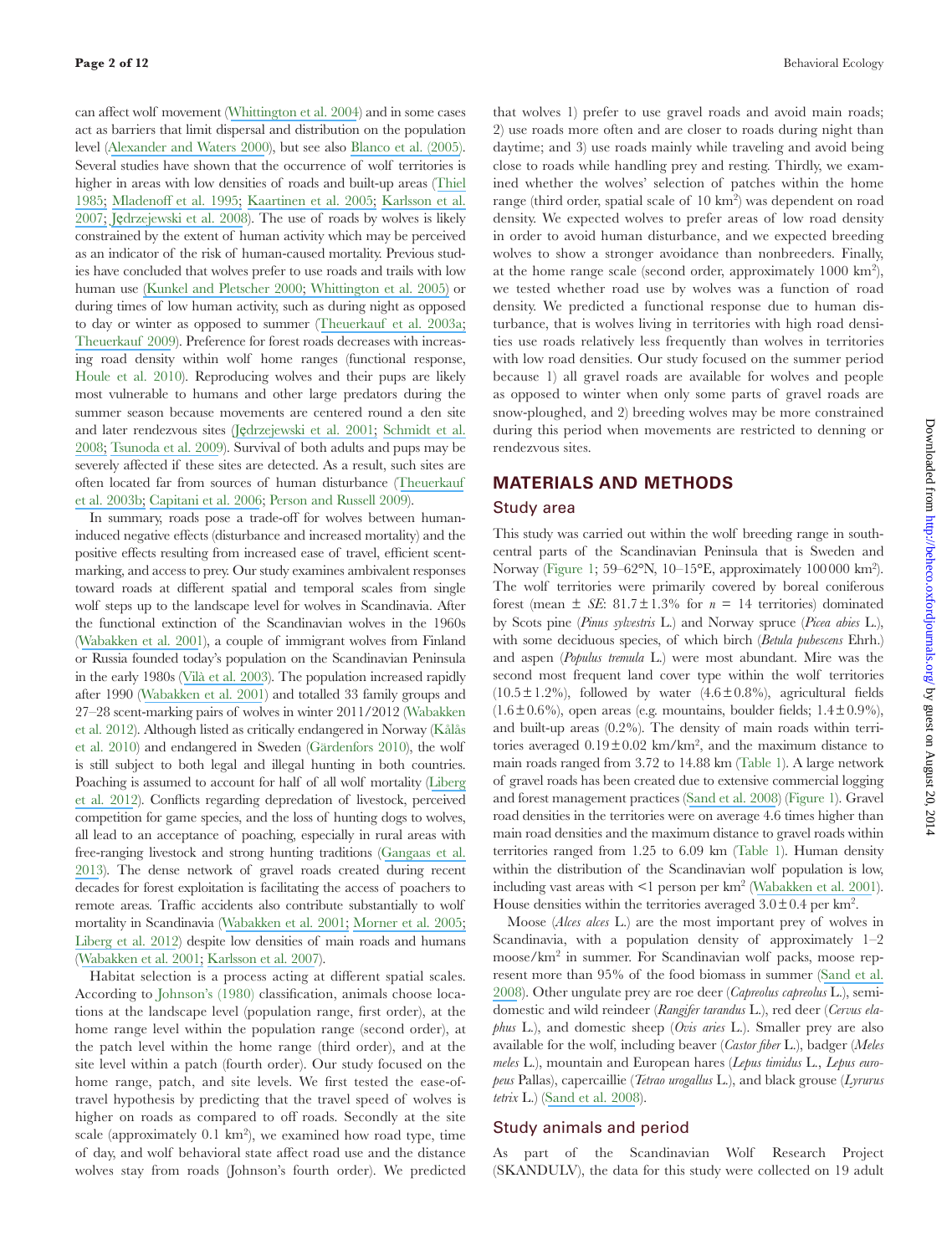can affect wolf movement (Whittington et al. 2004) and in some cases act as barriers that limit dispersal and distribution on the population level (Alexander and Waters 2000), but see also Blanco et al. (2005). Several studies have shown that the occurrence of wolf territories is higher in areas with low densities of roads and built-up areas (Thiel 1985; Mladenoff et al. 1995; Kaartinen et al. 2005; Karlsson et al. 2007; Jędrzejewski et al. 2008). The use of roads by wolves is likely constrained by the extent of human activity which may be perceived as an indicator of the risk of human-caused mortality. Previous studies have concluded that wolves prefer to use roads and trails with low human use (Kunkel and Pletscher 2000; Whittington et al. 2005) or during times of low human activity, such as during night as opposed to day or winter as opposed to summer (Theuerkauf et al. 2003a; Theuerkauf 2009). Preference for forest roads decreases with increasing road density within wolf home ranges (functional response, Houle et al. 2010). Reproducing wolves and their pups are likely most vulnerable to humans and other large predators during the summer season because movements are centered round a den site and later rendezvous sites (Jędrzejewski et al. 2001; Schmidt et al. 2008; Tsunoda et al. 2009). Survival of both adults and pups may be severely affected if these sites are detected. As a result, such sites are often located far from sources of human disturbance (Theuerkauf et al. 2003b; Capitani et al. 2006; Person and Russell 2009).

In summary, roads pose a trade-off for wolves between human-induced negative effects (disturbance and increased mortality) and the positive effects resulting from increased ease of travel, efficient scent-marking, and access to prey. Our study examines ambivalent responses toward roads at different spatial and temporal scales from single wolf steps up to the landscape level for wolves in Scandinavia. After the functional extinction of the Scandinavian wolves in the 1960s (Wabakken et al. 2001), a couple of immigrant wolves from Finland or Russia founded today's population on the Scandinavian Peninsula in the early 1980s (Vilà et al. 2003). The population increased rapidly after 1990 (Wabakken et al. 2001) and totalled 33 family groups and 27–28 scent-marking pairs of wolves in winter 2011/2012 (Wabakken et al. 2012). Although listed as critically endangered in Norway (Kålås et al. 2010) and endangered in Sweden (Gärdenfors 2010), the wolf is still subject to both legal and illegal hunting in both countries. Poaching is assumed to account for half of all wolf mortality (Liberg et al. 2012). Conflicts regarding depredation of livestock, perceived competition for game species, and the loss of hunting dogs to wolves, all lead to an acceptance of poaching, especially in rural areas with free-ranging livestock and strong hunting traditions (Gangaas et al. 2013). The dense network of gravel roads created during recent decades for forest exploitation is facilitating the access of poachers to remote areas. Traffic accidents also contribute substantially to wolf mortality in Scandinavia (Wabakken et al. 2001; Morner et al. 2005; Liberg et al. 2012) despite low densities of main roads and humans (Wabakken et al. 2001; Karlsson et al. 2007).

Habitat selection is a process acting at different spatial scales. According to Johnson's (1980) classification, animals choose locations at the landscape level (population range, first order), at the home range level within the population range (second order), at the patch level within the home range (third order), and at the site level within a patch (fourth order). Our study focused on the home range, patch, and site levels. We first tested the ease-of-travel hypothesis by predicting that the travel speed of wolves is higher on roads as compared to off roads. Secondly at the site scale (approximately 0.1 km$^2$), we examined how road type, time of day, and wolf behavioral state affect road use and the distance wolves stay from roads (Johnson's fourth order). We predicted that wolves 1) prefer to use gravel roads and avoid main roads; 2) use roads more often and are closer to roads during night than daytime; and 3) use roads mainly while traveling and avoid being close to roads while handling prey and resting. Thirdly, we examined whether the wolves' selection of patches within the home range (third order, spatial scale of 10 km$^2$) was dependent on road density. We expected wolves to prefer areas of low road density in order to avoid human disturbance, and we expected breeding wolves to show a stronger avoidance than nonbreeders. Finally, at the home range scale (second order, approximately 1000 km$^2$), we tested whether road use by wolves was a function of road density. We predicted a functional response due to human disturbance, that is wolves living in territories with high road densities use roads relatively less frequently than wolves in territories with low road densities. Our study focused on the summer period because 1) all gravel roads are available for wolves and people as opposed to winter when only some parts of gravel roads are snow-ploughed, and 2) breeding wolves may be more constrained during this period when movements are restricted to denning or rendezvous sites.

## MATERIALS AND METHODS

### Study area

This study was carried out within the wolf breeding range in south-central parts of the Scandinavian Peninsula that is Sweden and Norway (Figure 1; 59–62°N, 10–15°E, approximately 100 000 km$^2$). The wolf territories were primarily covered by boreal coniferous forest (mean ± *SE*: 81.7 ± 1.3% for $n$ = 14 territories) dominated by Scots pine (*Pinus sylvestris* L.) and Norway spruce (*Picea abies* L.), with some deciduous species, of which birch (*Betula pubescens* Ehrh.) and aspen (*Populus tremula* L.) were most abundant. Mire was the second most frequent land cover type within the wolf territories (10.5 ± 1.2%), followed by water (4.6 ± 0.8%), agricultural fields (1.6 ± 0.6%), open areas (e.g. mountains, boulder fields; 1.4 ± 0.9%), and built-up areas (0.2%). The density of main roads within territories averaged 0.19 ± 0.02 km/km$^2$, and the maximum distance to main roads ranged from 3.72 to 14.88 km (Table 1). A large network of gravel roads has been created due to extensive commercial logging and forest management practices (Sand et al. 2008) (Figure 1). Gravel road densities in the territories were on average 4.6 times higher than main road densities and the maximum distance to gravel roads within territories ranged from 1.25 to 6.09 km (Table 1). Human density within the distribution of the Scandinavian wolf population is low, including vast areas with <1 person per km$^2$ (Wabakken et al. 2001). House densities within the territories averaged 3.0 ± 0.4 per km$^2$.

Moose (*Alces alces* L.) are the most important prey of wolves in Scandinavia, with a population density of approximately 1–2 moose/km$^2$ in summer. For Scandinavian wolf packs, moose represent more than 95% of the food biomass in summer (Sand et al. 2008). Other ungulate prey are roe deer (*Capreolus capreolus* L.), semi-domestic and wild reindeer (*Rangifer tarandus* L.), red deer (*Cervus elaphus* L.), and domestic sheep (*Ovis aries* L.). Smaller prey are also available for the wolf, including beaver (*Castor fiber* L.), badger (*Meles meles* L.), mountain and European hares (*Lepus timidus* L., *Lepus europeus* Pallas), capercaillie (*Tetrao urogallus* L.), and black grouse (*Lyrurus tetrix* L.) (Sand et al. 2008).

### Study animals and period

As part of the Scandinavian Wolf Research Project (SKANDULV), the data for this study were collected on 19 adult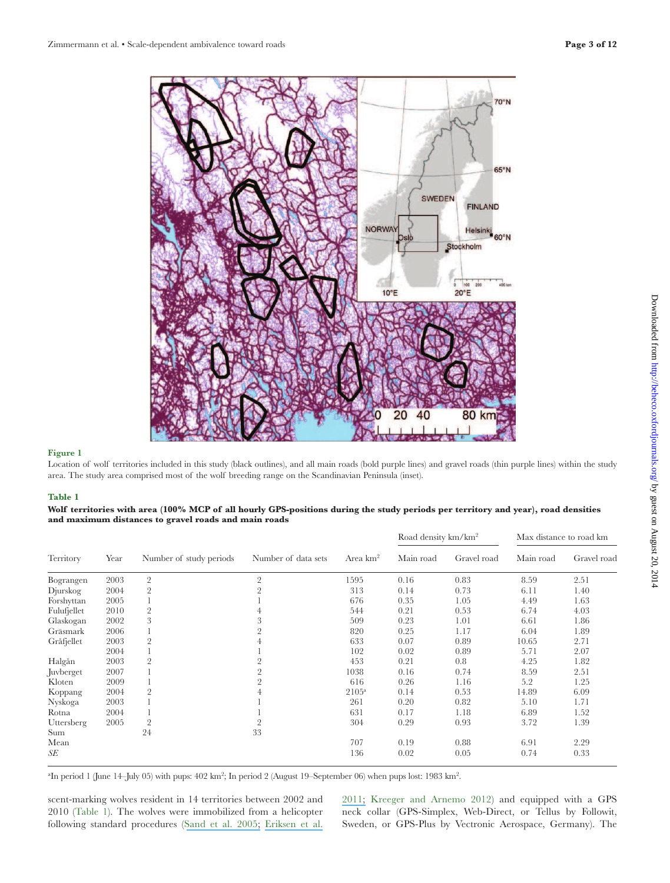**Figure 1**

Location of wolf territories included in this study (black outlines), and all main roads (bold purple lines) and gravel roads (thin purple lines) within the study area. The study area comprised most of the wolf breeding range on the Scandinavian Peninsula (inset).

**Table 1**

**Wolf territories with area (100% MCP of all hourly GPS-positions during the study periods per territory and year), road densities and maximum distances to gravel roads and main roads**

| Territory | Year | Number of study periods | Number of data sets | Area km² | Road density km/km² | | Max distance to road km | |
|---|---|---|---|---|---|---|---|---|
| | | | | | Main road | Gravel road | Main road | Gravel road |
| Bograngen | 2003 | 2 | 2 | 1595 | 0.16 | 0.83 | 8.59 | 2.51 |
| Djurskog | 2004 | 2 | 2 | 313 | 0.14 | 0.73 | 6.11 | 1.40 |
| Forshyttan | 2005 | 1 | 1 | 676 | 0.35 | 1.05 | 4.49 | 1.63 |
| Fulufjellet | 2010 | 2 | 4 | 544 | 0.21 | 0.53 | 6.74 | 4.03 |
| Glaskogan | 2002 | 3 | 3 | 509 | 0.23 | 1.01 | 6.61 | 1.86 |
| Gräsmark | 2006 | 1 | 2 | 820 | 0.25 | 1.17 | 6.04 | 1.89 |
| Gråfjellet | 2003 | 2 | 4 | 633 | 0.07 | 0.89 | 10.65 | 2.71 |
| | 2004 | 1 | 1 | 102 | 0.02 | 0.89 | 5.71 | 2.07 |
| Halgån | 2003 | 2 | 2 | 453 | 0.21 | 0.8 | 4.25 | 1.82 |
| Juvberget | 2007 | 1 | 2 | 1038 | 0.16 | 0.74 | 8.59 | 2.51 |
| Kloten | 2009 | 1 | 2 | 616 | 0.26 | 1.16 | 5.2 | 1.25 |
| Koppang | 2004 | 2 | 4 | 2105[a] | 0.14 | 0.53 | 14.89 | 6.09 |
| Nyskoga | 2003 | 1 | 1 | 261 | 0.20 | 0.82 | 5.10 | 1.71 |
| Rotna | 2004 | 1 | 1 | 631 | 0.17 | 1.18 | 6.89 | 1.52 |
| Uttersberg | 2005 | 2 | 2 | 304 | 0.29 | 0.93 | 3.72 | 1.39 |
| Sum | | 24 | 33 | | | | | |
| Mean | | | | 707 | 0.19 | 0.88 | 6.91 | 2.29 |
| *SE* | | | | 136 | 0.02 | 0.05 | 0.74 | 0.33 |

[a]In period 1 (June 14–July 05) with pups: 402 km²; In period 2 (August 19–September 06) when pups lost: 1983 km².

scent-marking wolves resident in 14 territories between 2002 and 2010 (Table 1). The wolves were immobilized from a helicopter following standard procedures (Sand et al. 2005; Eriksen et al. 2011; Kreeger and Arnemo 2012) and equipped with a GPS neck collar (GPS-Simplex, Web-Direct, or Tellus by Followit, Sweden, or GPS-Plus by Vectronic Aerospace, Germany). The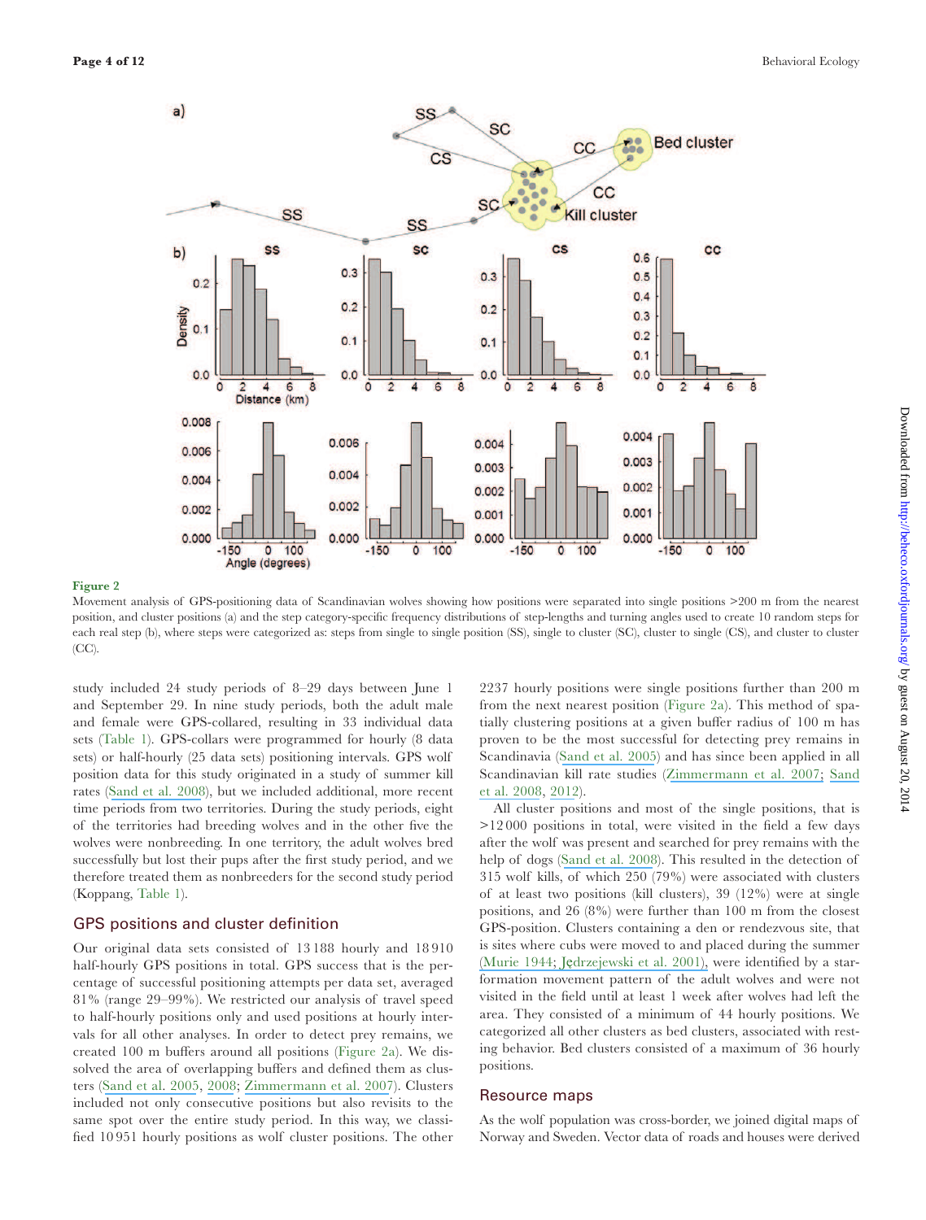**Figure 2**

Movement analysis of GPS-positioning data of Scandinavian wolves showing how positions were separated into single positions >200 m from the nearest position, and cluster positions (a) and the step category-specific frequency distributions of step-lengths and turning angles used to create 10 random steps for each real step (b), where steps were categorized as: steps from single to single position (SS), single to cluster (SC), cluster to single (CS), and cluster to cluster (CC).

study included 24 study periods of 8–29 days between June 1 and September 29. In nine study periods, both the adult male and female were GPS-collared, resulting in 33 individual data sets (Table 1). GPS-collars were programmed for hourly (8 data sets) or half-hourly (25 data sets) positioning intervals. GPS wolf position data for this study originated in a study of summer kill rates (Sand et al. 2008), but we included additional, more recent time periods from two territories. During the study periods, eight of the territories had breeding wolves and in the other five the wolves were nonbreeding. In one territory, the adult wolves bred successfully but lost their pups after the first study period, and we therefore treated them as nonbreeders for the second study period (Koppang, Table 1).

## GPS positions and cluster definition

Our original data sets consisted of 13 188 hourly and 18 910 half-hourly GPS positions in total. GPS success that is the percentage of successful positioning attempts per data set, averaged 81% (range 29–99%). We restricted our analysis of travel speed to half-hourly positions only and used positions at hourly intervals for all other analyses. In order to detect prey remains, we created 100 m buffers around all positions (Figure 2a). We dissolved the area of overlapping buffers and defined them as clusters (Sand et al. 2005, 2008; Zimmermann et al. 2007). Clusters included not only consecutive positions but also revisits to the same spot over the entire study period. In this way, we classified 10 951 hourly positions as wolf cluster positions. The other 2237 hourly positions were single positions further than 200 m from the next nearest position (Figure 2a). This method of spatially clustering positions at a given buffer radius of 100 m has proven to be the most successful for detecting prey remains in Scandinavia (Sand et al. 2005) and has since been applied in all Scandinavian kill rate studies (Zimmermann et al. 2007; Sand et al. 2008, 2012).

All cluster positions and most of the single positions, that is >12 000 positions in total, were visited in the field a few days after the wolf was present and searched for prey remains with the help of dogs (Sand et al. 2008). This resulted in the detection of 315 wolf kills, of which 250 (79%) were associated with clusters of at least two positions (kill clusters), 39 (12%) were at single positions, and 26 (8%) were further than 100 m from the closest GPS-position. Clusters containing a den or rendezvous site, that is sites where cubs were moved to and placed during the summer (Murie 1944; Jędrzejewski et al. 2001), were identified by a star-formation movement pattern of the adult wolves and were not visited in the field until at least 1 week after wolves had left the area. They consisted of a minimum of 44 hourly positions. We categorized all other clusters as bed clusters, associated with resting behavior. Bed clusters consisted of a maximum of 36 hourly positions.

## Resource maps

As the wolf population was cross-border, we joined digital maps of Norway and Sweden. Vector data of roads and houses were derived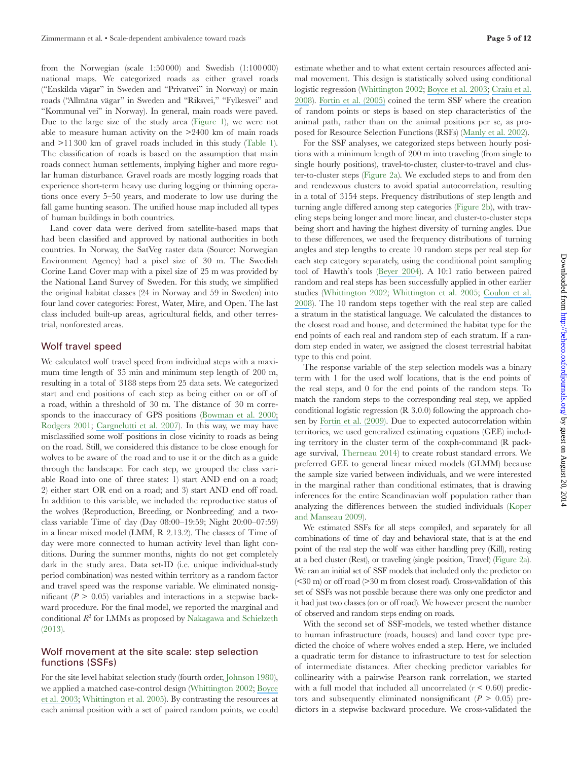from the Norwegian (scale 1:50 000) and Swedish (1:100 000) national maps. We categorized roads as either gravel roads ("Enskilda vägar" in Sweden and "Privatvei" in Norway) or main roads ("Allmäna vägar" in Sweden and "Riksvei," "Fylkesvei" and "Kommunal vei" in Norway). In general, main roads were paved. Due to the large size of the study area (Figure 1), we were not able to measure human activity on the >2400 km of main roads and >11 300 km of gravel roads included in this study (Table 1). The classification of roads is based on the assumption that main roads connect human settlements, implying higher and more regular human disturbance. Gravel roads are mostly logging roads that experience short-term heavy use during logging or thinning operations once every 5–50 years, and moderate to low use during the fall game hunting season. The unified house map included all types of human buildings in both countries.

Land cover data were derived from satellite-based maps that had been classified and approved by national authorities in both countries. In Norway, the SatVeg raster data (Source: Norwegian Environment Agency) had a pixel size of 30 m. The Swedish Corine Land Cover map with a pixel size of 25 m was provided by the National Land Survey of Sweden. For this study, we simplified the original habitat classes (24 in Norway and 59 in Sweden) into four land cover categories: Forest, Water, Mire, and Open. The last class included built-up areas, agricultural fields, and other terrestrial, nonforested areas.

## Wolf travel speed

We calculated wolf travel speed from individual steps with a maximum time length of 35 min and minimum step length of 200 m, resulting in a total of 3188 steps from 25 data sets. We categorized start and end positions of each step as being either on or off of a road, within a threshold of 30 m. The distance of 30 m corresponds to the inaccuracy of GPS positions (Bowman et al. 2000; Rodgers 2001; Cargnelutti et al. 2007). In this way, we may have misclassified some wolf positions in close vicinity to roads as being on the road. Still, we considered this distance to be close enough for wolves to be aware of the road and to use it or the ditch as a guide through the landscape. For each step, we grouped the class variable Road into one of three states: 1) start AND end on a road; 2) either start OR end on a road; and 3) start AND end off road. In addition to this variable, we included the reproductive status of the wolves (Reproduction, Breeding, or Nonbreeding) and a two-class variable Time of day (Day 08:00–19:59; Night 20:00–07:59) in a linear mixed model (LMM, R 2.13.2). The classes of Time of day were more connected to human activity level than light conditions. During the summer months, nights do not get completely dark in the study area. Data set-ID (i.e. unique individual-study period combination) was nested within territory as a random factor and travel speed was the response variable. We eliminated nonsignificant ($P > 0.05$) variables and interactions in a stepwise backward procedure. For the final model, we reported the marginal and conditional $R^2$ for LMMs as proposed by Nakagawa and Schielzeth (2013).

## Wolf movement at the site scale: step selection functions (SSFs)

For the site level habitat selection study (fourth order, Johnson 1980), we applied a matched case-control design (Whittington 2002; Boyce et al. 2003; Whittington et al. 2005). By contrasting the resources at each animal position with a set of paired random points, we could estimate whether and to what extent certain resources affected animal movement. This design is statistically solved using conditional logistic regression (Whittington 2002; Boyce et al. 2003; Craiu et al. 2008). Fortin et al. (2005) coined the term SSF where the creation of random points or steps is based on step characteristics of the animal path, rather than on the animal positions per se, as proposed for Resource Selection Functions (RSFs) (Manly et al. 2002).

For the SSF analyses, we categorized steps between hourly positions with a minimum length of 200 m into traveling (from single to single hourly positions), travel-to-cluster, cluster-to-travel and cluster-to-cluster steps (Figure 2a). We excluded steps to and from den and rendezvous clusters to avoid spatial autocorrelation, resulting in a total of 3154 steps. Frequency distributions of step length and turning angle differed among step categories (Figure 2b), with traveling steps being longer and more linear, and cluster-to-cluster steps being short and having the highest diversity of turning angles. Due to these differences, we used the frequency distributions of turning angles and step lengths to create 10 random steps per real step for each step category separately, using the conditional point sampling tool of Hawth's tools (Beyer 2004). A 10:1 ratio between paired random and real steps has been successfully applied in other earlier studies (Whittington 2002; Whittington et al. 2005; Coulon et al. 2008). The 10 random steps together with the real step are called a stratum in the statistical language. We calculated the distances to the closest road and house, and determined the habitat type for the end points of each real and random step of each stratum. If a random step ended in water, we assigned the closest terrestrial habitat type to this end point.

The response variable of the step selection models was a binary term with 1 for the used wolf locations, that is the end points of the real steps, and 0 for the end points of the random steps. To match the random steps to the corresponding real step, we applied conditional logistic regression (R 3.0.0) following the approach chosen by Fortin et al. (2009). Due to expected autocorrelation within territories, we used generalized estimating equations (GEE) including territory in the cluster term of the coxph-command (R package survival, Therneau 2014) to create robust standard errors. We preferred GEE to general linear mixed models (GLMM) because the sample size varied between individuals, and we were interested in the marginal rather than conditional estimates, that is drawing inferences for the entire Scandinavian wolf population rather than analyzing the differences between the studied individuals (Koper and Manseau 2009).

We estimated SSFs for all steps compiled, and separately for all combinations of time of day and behavioral state, that is at the end point of the real step the wolf was either handling prey (Kill), resting at a bed cluster (Rest), or traveling (single position, Travel) (Figure 2a). We ran an initial set of SSF models that included only the predictor on (<30 m) or off road (>30 m from closest road). Cross-validation of this set of SSFs was not possible because there was only one predictor and it had just two classes (on or off road). We however present the number of observed and random steps ending on roads.

With the second set of SSF-models, we tested whether distance to human infrastructure (roads, houses) and land cover type predicted the choice of where wolves ended a step. Here, we included a quadratic term for distance to infrastructure to test for selection of intermediate distances. After checking predictor variables for collinearity with a pairwise Pearson rank correlation, we started with a full model that included all uncorrelated ($r < 0.60$) predictors and subsequently eliminated nonsignificant ($P > 0.05$) predictors in a stepwise backward procedure. We cross-validated the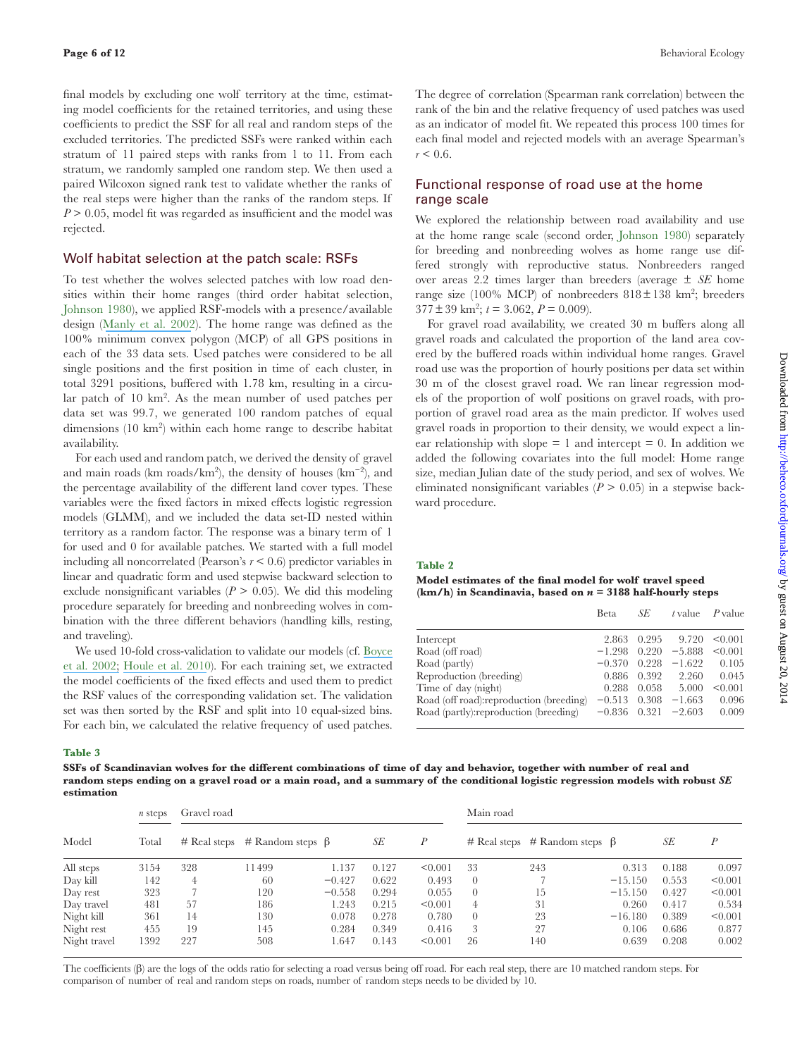final models by excluding one wolf territory at the time, estimating model coefficients for the retained territories, and using these coefficients to predict the SSF for all real and random steps of the excluded territories. The predicted SSFs were ranked within each stratum of 11 paired steps with ranks from 1 to 11. From each stratum, we randomly sampled one random step. We then used a paired Wilcoxon signed rank test to validate whether the ranks of the real steps were higher than the ranks of the random steps. If $P > 0.05$, model fit was regarded as insufficient and the model was rejected.

## Wolf habitat selection at the patch scale: RSFs

To test whether the wolves selected patches with low road densities within their home ranges (third order habitat selection, Johnson 1980), we applied RSF-models with a presence/available design (Manly et al. 2002). The home range was defined as the 100% minimum convex polygon (MCP) of all GPS positions in each of the 33 data sets. Used patches were considered to be all single positions and the first position in time of each cluster, in total 3291 positions, buffered with 1.78 km, resulting in a circular patch of 10 km$^2$. As the mean number of used patches per data set was 99.7, we generated 100 random patches of equal dimensions (10 km$^2$) within each home range to describe habitat availability.

For each used and random patch, we derived the density of gravel and main roads (km roads/km$^2$), the density of houses (km$^{-2}$), and the percentage availability of the different land cover types. These variables were the fixed factors in mixed effects logistic regression models (GLMM), and we included the data set-ID nested within territory as a random factor. The response was a binary term of 1 for used and 0 for available patches. We started with a full model including all noncorrelated (Pearson's $r < 0.6$) predictor variables in linear and quadratic form and used stepwise backward selection to exclude nonsignificant variables ($P > 0.05$). We did this modeling procedure separately for breeding and nonbreeding wolves in combination with the three different behaviors (handling kills, resting, and traveling).

We used 10-fold cross-validation to validate our models (cf. Boyce et al. 2002; Houle et al. 2010). For each training set, we extracted the model coefficients of the fixed effects and used them to predict the RSF values of the corresponding validation set. The validation set was then sorted by the RSF and split into 10 equal-sized bins. For each bin, we calculated the relative frequency of used patches. The degree of correlation (Spearman rank correlation) between the rank of the bin and the relative frequency of used patches was used as an indicator of model fit. We repeated this process 100 times for each final model and rejected models with an average Spearman's $r < 0.6$.

## Functional response of road use at the home range scale

We explored the relationship between road availability and use at the home range scale (second order, Johnson 1980) separately for breeding and nonbreeding wolves as home range use differed strongly with reproductive status. Nonbreeders ranged over areas 2.2 times larger than breeders (average $\pm$ *SE* home range size (100% MCP) of nonbreeders $818 \pm 138$ km$^2$; breeders $377 \pm 39$ km$^2$; $t = 3.062$, $P = 0.009$).

For gravel road availability, we created 30 m buffers along all gravel roads and calculated the proportion of the land area covered by the buffered roads within individual home ranges. Gravel road use was the proportion of hourly positions per data set within 30 m of the closest gravel road. We ran linear regression models of the proportion of wolf positions on gravel roads, with proportion of gravel road area as the main predictor. If wolves used gravel roads in proportion to their density, we would expect a linear relationship with slope = 1 and intercept = 0. In addition we added the following covariates into the full model: Home range size, median Julian date of the study period, and sex of wolves. We eliminated nonsignificant variables ($P > 0.05$) in a stepwise backward procedure.

**Table 2**

**Model estimates of the final model for wolf travel speed (km/h) in Scandinavia, based on $n$ = 3188 half-hourly steps**

| | Beta | *SE* | *t* value | *P* value |
|---|---|---|---|---|
| Intercept | 2.863 | 0.295 | 9.720 | <0.001 |
| Road (off road) | −1.298 | 0.220 | −5.888 | <0.001 |
| Road (partly) | −0.370 | 0.228 | −1.622 | 0.105 |
| Reproduction (breeding) | 0.886 | 0.392 | 2.260 | 0.045 |
| Time of day (night) | 0.288 | 0.058 | 5.000 | <0.001 |
| Road (off road):reproduction (breeding) | −0.513 | 0.308 | −1.663 | 0.096 |
| Road (partly):reproduction (breeding) | −0.836 | 0.321 | −2.603 | 0.009 |

**Table 3**

**SSFs of Scandinavian wolves for the different combinations of time of day and behavior, together with number of real and random steps ending on a gravel road or a main road, and a summary of the conditional logistic regression models with robust *SE* estimation**

| | *n* steps | Gravel road | | | | | Main road | | | | |
|---|---|---|---|---|---|---|---|---|---|---|---|
| Model | Total | # Real steps | # Random steps | β | *SE* | *P* | # Real steps | # Random steps | β | *SE* | *P* |
| All steps | 3154 | 328 | 11499 | 1.137 | 0.127 | <0.001 | 33 | 243 | 0.313 | 0.188 | 0.097 |
| Day kill | 142 | 4 | 60 | −0.427 | 0.622 | 0.493 | 0 | 7 | −15.150 | 0.553 | <0.001 |
| Day rest | 323 | 7 | 120 | −0.558 | 0.294 | 0.055 | 0 | 15 | −15.150 | 0.427 | <0.001 |
| Day travel | 481 | 57 | 186 | 1.243 | 0.215 | <0.001 | 4 | 31 | 0.260 | 0.417 | 0.534 |
| Night kill | 361 | 14 | 130 | 0.078 | 0.278 | 0.780 | 0 | 23 | −16.180 | 0.389 | <0.001 |
| Night rest | 455 | 19 | 145 | 0.284 | 0.349 | 0.416 | 3 | 27 | 0.106 | 0.686 | 0.877 |
| Night travel | 1392 | 227 | 508 | 1.647 | 0.143 | <0.001 | 26 | 140 | 0.639 | 0.208 | 0.002 |

The coefficients (β) are the logs of the odds ratio for selecting a road versus being off road. For each real step, there are 10 matched random steps. For comparison of number of real and random steps on roads, number of random steps needs to be divided by 10.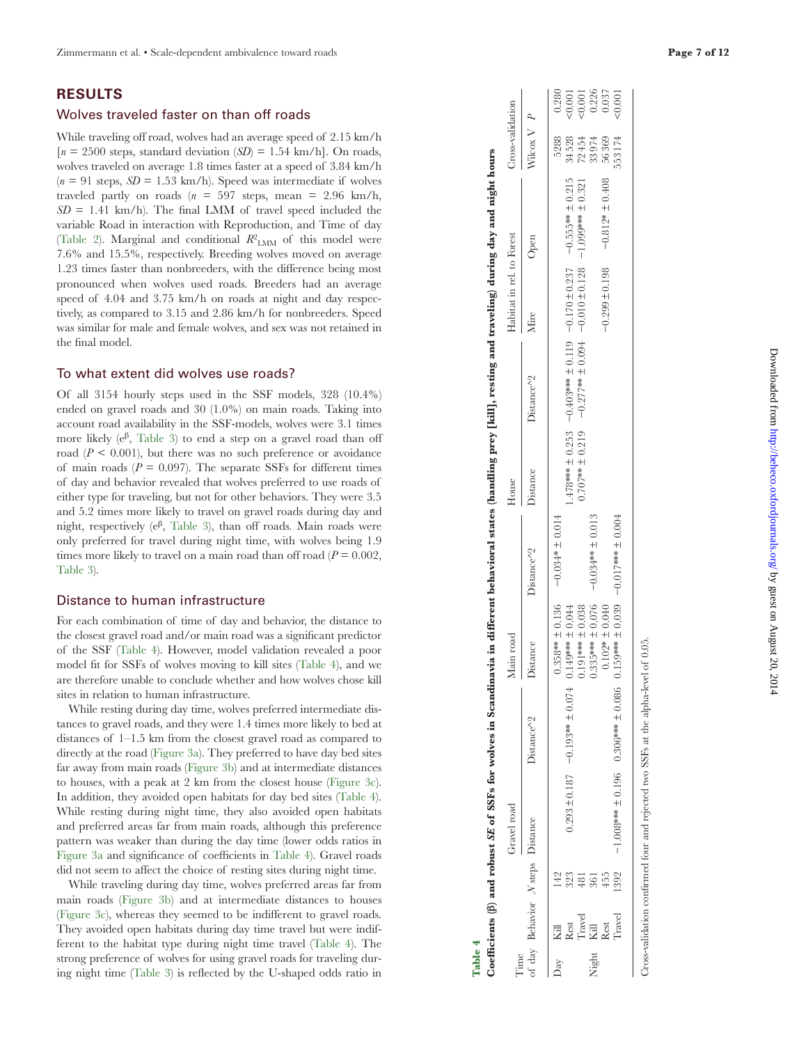# RESULTS

## Wolves traveled faster on than off roads

While traveling off road, wolves had an average speed of 2.15 km/h [$n$ = 2500 steps, standard deviation ($SD$) = 1.54 km/h]. On roads, wolves traveled on average 1.8 times faster at a speed of 3.84 km/h ($n$ = 91 steps, $SD$ = 1.53 km/h). Speed was intermediate if wolves traveled partly on roads ($n$ = 597 steps, mean = 2.96 km/h, $SD$ = 1.41 km/h). The final LMM of travel speed included the variable Road in interaction with Reproduction, and Time of day (Table 2). Marginal and conditional $R^2_{\mathrm{LMM}}$ of this model were 7.6% and 15.5%, respectively. Breeding wolves moved on average 1.23 times faster than nonbreeders, with the difference being most pronounced when wolves used roads. Breeders had an average speed of 4.04 and 3.75 km/h on roads at night and day respectively, as compared to 3.15 and 2.86 km/h for nonbreeders. Speed was similar for male and female wolves, and sex was not retained in the final model.

## To what extent did wolves use roads?

Of all 3154 hourly steps used in the SSF models, 328 (10.4%) ended on gravel roads and 30 (1.0%) on main roads. Taking into account road availability in the SSF-models, wolves were 3.1 times more likely ($e^{\beta}$, Table 3) to end a step on a gravel road than off road ($P$ < 0.001), but there was no such preference or avoidance of main roads ($P$ = 0.097). The separate SSFs for different times of day and behavior revealed that wolves preferred to use roads of either type for traveling, but not for other behaviors. They were 3.5 and 5.2 times more likely to travel on gravel roads during day and night, respectively ($e^{\beta}$, Table 3), than off roads. Main roads were only preferred for travel during night time, with wolves being 1.9 times more likely to travel on a main road than off road ($P$ = 0.002, Table 3).

## Distance to human infrastructure

For each combination of time of day and behavior, the distance to the closest gravel road and/or main road was a significant predictor of the SSF (Table 4). However, model validation revealed a poor model fit for SSFs of wolves moving to kill sites (Table 4), and we are therefore unable to conclude whether and how wolves chose kill sites in relation to human infrastructure.

While resting during day time, wolves preferred intermediate distances to gravel roads, and they were 1.4 times more likely to bed at distances of 1–1.5 km from the closest gravel road as compared to directly at the road (Figure 3a). They preferred to have day bed sites far away from main roads (Figure 3b) and at intermediate distances to houses, with a peak at 2 km from the closest house (Figure 3c). In addition, they avoided open habitats for day bed sites (Table 4). While resting during night time, they also avoided open habitats and preferred areas far from main roads, although this preference pattern was weaker than during the day (lower odds ratios in Figure 3a and significance of coefficients in Table 4). Gravel roads did not seem to affect the choice of resting sites during night time.

While traveling during day time, wolves preferred areas far from main roads (Figure 3b) and at intermediate distances to houses (Figure 3c), whereas they seemed to be indifferent to gravel roads. They avoided open habitats during day time travel but were indifferent to the habitat type during night time travel (Table 4). The strong preference of wolves for using gravel roads for traveling during night time (Table 3) is reflected by the U-shaped odds ratio in

**Table 4**

**Coefficients (β) and robust *SE* of SSFs for wolves in Scandinavia in different behavioral states (handling prey [kill], resting and traveling) during day and night hours**

| Time of day | Behavior | *N* steps | Gravel road | | Main road | | House | | Habitat in rel. to Forest | | Cross-validation | |
|---|---|---|---|---|---|---|---|---|---|---|---|---|
| | | | Distance | Distance^2 | Distance | Distance^2 | Distance | Distance^2 | Mire | Open | Wilcox V | *P* |
| Day | Kill | 142 | | | 0.358** ± 0.136 | −0.034* ± 0.014 | | | | | 5288 | 0.280 |
| | Rest | 323 | 0.293 ± 0.187 | −0.193** ± 0.074 | 0.149*** ± 0.044 | | 1.478*** ± 0.253 | −0.403*** ± 0.119 | −0.170 ± 0.237 | −0.555** ± 0.215 | 34528 | <0.001 |
| | Travel | 481 | | | 0.191*** ± 0.038 | | 0.707** ± 0.219 | −0.277** ± 0.094 | −0.010 ± 0.128 | −1.099*** ± 0.321 | 72454 | <0.001 |
| Night | Kill | 361 | | | 0.335*** ± 0.076 | −0.034** ± 0.013 | | | | | 33974 | 0.226 |
| | Rest | 455 | | | 0.102* ± 0.040 | | | | −0.299 ± 0.198 | −0.812* ± 0.408 | 56369 | 0.037 |
| | Travel | 1392 | −1.008*** ± 0.196 | 0.306*** ± 0.086 | 0.159*** ± 0.039 | −0.017*** ± 0.004 | | | | | 553174 | <0.001 |

Cross-validation confirmed four and rejected two SSFs at the alpha-level of 0.05.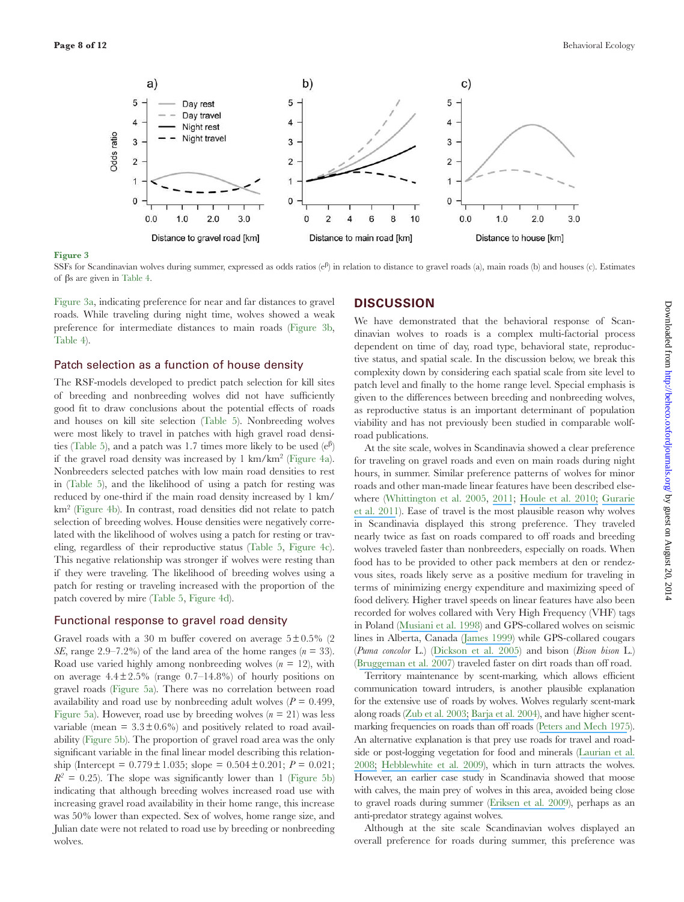**Figure 3**

SSFs for Scandinavian wolves during summer, expressed as odds ratios ($e^{\beta}$) in relation to distance to gravel roads (a), main roads (b) and houses (c). Estimates of βs are given in Table 4.

Figure 3a, indicating preference for near and far distances to gravel roads. While traveling during night time, wolves showed a weak preference for intermediate distances to main roads (Figure 3b, Table 4).

### Patch selection as a function of house density

The RSF-models developed to predict patch selection for kill sites of breeding and nonbreeding wolves did not have sufficiently good fit to draw conclusions about the potential effects of roads and houses on kill site selection (Table 5). Nonbreeding wolves were most likely to travel in patches with high gravel road densities (Table 5), and a patch was 1.7 times more likely to be used ($e^{\beta}$) if the gravel road density was increased by 1 km/km$^2$ (Figure 4a). Nonbreeders selected patches with low main road densities to rest in (Table 5), and the likelihood of using a patch for resting was reduced by one-third if the main road density increased by 1 km/km$^2$ (Figure 4b). In contrast, road densities did not relate to patch selection of breeding wolves. House densities were negatively correlated with the likelihood of wolves using a patch for resting or traveling, regardless of their reproductive status (Table 5, Figure 4c). This negative relationship was stronger if wolves were resting than if they were traveling. The likelihood of breeding wolves using a patch for resting or traveling increased with the proportion of the patch covered by mire (Table 5, Figure 4d).

### Functional response to gravel road density

Gravel roads with a 30 m buffer covered on average 5 ± 0.5% (2 *SE*, range 2.9–7.2%) of the land area of the home ranges ($n$ = 33). Road use varied highly among nonbreeding wolves ($n$ = 12), with on average 4.4 ± 2.5% (range 0.7–14.8%) of hourly positions on gravel roads (Figure 5a). There was no correlation between road availability and road use by nonbreeding adult wolves ($P$ = 0.499, Figure 5a). However, road use by breeding wolves ($n$ = 21) was less variable (mean = 3.3 ± 0.6%) and positively related to road availability (Figure 5b). The proportion of gravel road area was the only significant variable in the final linear model describing this relationship (Intercept = 0.779 ± 1.035; slope = 0.504 ± 0.201; $P$ = 0.021; $R^2$ = 0.25). The slope was significantly lower than 1 (Figure 5b) indicating that although breeding wolves increased road use with increasing gravel road availability in their home range, this increase was 50% lower than expected. Sex of wolves, home range size, and Julian date were not related to road use by breeding or nonbreeding wolves.

## DISCUSSION

We have demonstrated that the behavioral response of Scandinavian wolves to roads is a complex multi-factorial process dependent on time of day, road type, behavioral state, reproductive status, and spatial scale. In the discussion below, we break this complexity down by considering each spatial scale from site level to patch level and finally to the home range level. Special emphasis is given to the differences between breeding and nonbreeding wolves, as reproductive status is an important determinant of population viability and has not previously been studied in comparable wolf-road publications.

At the site scale, wolves in Scandinavia showed a clear preference for traveling on gravel roads and even on main roads during night hours, in summer. Similar preference patterns of wolves for minor roads and other man-made linear features have been described elsewhere (Whittington et al. 2005, 2011; Houle et al. 2010; Gurarie et al. 2011). Ease of travel is the most plausible reason why wolves in Scandinavia displayed this strong preference. They traveled nearly twice as fast on roads compared to off roads and breeding wolves traveled faster than nonbreeders, especially on roads. When food has to be provided to other pack members at den or rendezvous sites, roads likely serve as a positive medium for traveling in terms of minimizing energy expenditure and maximizing speed of food delivery. Higher travel speeds on linear features have also been recorded for wolves collared with Very High Frequency (VHF) tags in Poland (Musiani et al. 1998) and GPS-collared wolves on seismic lines in Alberta, Canada (James 1999) while GPS-collared cougars (*Puma concolor* L.) (Dickson et al. 2005) and bison (*Bison bison* L.) (Bruggeman et al. 2007) traveled faster on dirt roads than off road.

Territory maintenance by scent-marking, which allows efficient communication toward intruders, is another plausible explanation for the extensive use of roads by wolves. Wolves regularly scent-mark along roads (Zub et al. 2003; Barja et al. 2004), and have higher scent-marking frequencies on roads than off roads (Peters and Mech 1975). An alternative explanation is that prey use roads for travel and roadside or post-logging vegetation for food and minerals (Laurian et al. 2008; Hebblewhite et al. 2009), which in turn attracts the wolves. However, an earlier case study in Scandinavia showed that moose with calves, the main prey of wolves in this area, avoided being close to gravel roads during summer (Eriksen et al. 2009), perhaps as an anti-predator strategy against wolves.

Although at the site scale Scandinavian wolves displayed an overall preference for roads during summer, this preference was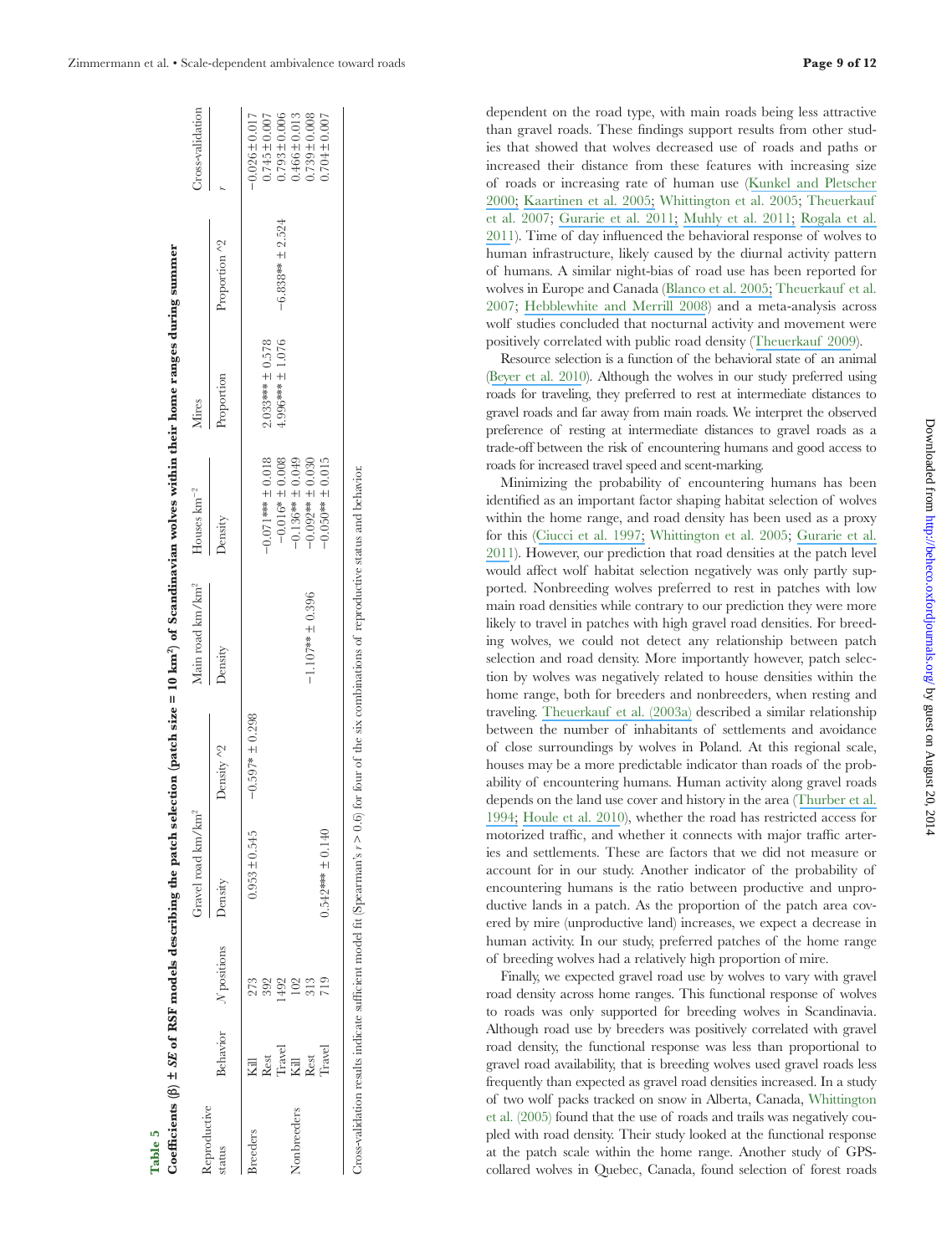**Table 5**

**Coefficients (β) ± *SE* of RSF models describing the patch selection (patch size = 10 km²) of Scandinavian wolves within their home ranges during summer**

| Reproductive status | Behavior | *N* positions | Gravel road km/km² | | Main road km/km² | Houses km⁻² | Mires | | Cross-validation |
|---|---|---|---|---|---|---|---|---|---|
| | | | Density | Density ^2 | Density | Density | Proportion | Proportion ^2 | *r* |
| Breeders | Kill | 273 | 0.953 ± 0.545 | −0.597* ± 0.298 | | | | | −0.026 ± 0.017 |
| | Rest | 392 | | | | −0.071*** ± 0.018 | 2.033*** ± 0.578 | | 0.745 ± 0.007 |
| | Travel | 1492 | | | | −0.016* ± 0.008 | 4.996*** ± 1.076 | −6.838** ± 2.524 | 0.793 ± 0.006 |
| Nonbreeders | Kill | 102 | | | | −0.136** ± 0.049 | | | 0.466 ± 0.013 |
| | Rest | 313 | | | −1.107** ± 0.396 | −0.092** ± 0.030 | | | 0.739 ± 0.008 |
| | Travel | 719 | 0.542*** ± 0.140 | | | −0.050** ± 0.015 | | | 0.704 ± 0.007 |

Cross-validation results indicate sufficient model fit (Spearman's $r > 0.6$) for four of the six combinations of reproductive status and behavior.

dependent on the road type, with main roads being less attractive than gravel roads. These findings support results from other studies that showed that wolves decreased use of roads and paths or increased their distance from these features with increasing size of roads or increasing rate of human use (Kunkel and Pletscher 2000; Kaartinen et al. 2005; Whittington et al. 2005; Theuerkauf et al. 2007; Gurarie et al. 2011; Muhly et al. 2011; Rogala et al. 2011). Time of day influenced the behavioral response of wolves to human infrastructure, likely caused by the diurnal activity pattern of humans. A similar night-bias of road use has been reported for wolves in Europe and Canada (Blanco et al. 2005; Theuerkauf et al. 2007; Hebblewhite and Merrill 2008) and a meta-analysis across wolf studies concluded that nocturnal activity and movement were positively correlated with public road density (Theuerkauf 2009).

Resource selection is a function of the behavioral state of an animal (Beyer et al. 2010). Although the wolves in our study preferred using roads for traveling, they preferred to rest at intermediate distances to gravel roads and far away from main roads. We interpret the observed preference of resting at intermediate distances to gravel roads as a trade-off between the risk of encountering humans and good access to roads for increased travel speed and scent-marking.

Minimizing the probability of encountering humans has been identified as an important factor shaping habitat selection of wolves within the home range, and road density has been used as a proxy for this (Ciucci et al. 1997; Whittington et al. 2005; Gurarie et al. 2011). However, our prediction that road densities at the patch level would affect wolf habitat selection negatively was only partly supported. Nonbreeding wolves preferred to rest in patches with low main road densities while contrary to our prediction they were more likely to travel in patches with high gravel road densities. For breeding wolves, we could not detect any relationship between patch selection and road density. More importantly however, patch selection by wolves was negatively related to house densities within the home range, both for breeders and nonbreeders, when resting and traveling. Theuerkauf et al. (2003a) described a similar relationship between the number of inhabitants of settlements and avoidance of close surroundings by wolves in Poland. At this regional scale, houses may be a more predictable indicator than roads of the probability of encountering humans. Human activity along gravel roads depends on the land use cover and history in the area (Thurber et al. 1994; Houle et al. 2010), whether the road has restricted access for motorized traffic, and whether it connects with major traffic arteries and settlements. These are factors that we did not measure or account for in our study. Another indicator of the probability of encountering humans is the ratio between productive and unproductive lands in a patch. As the proportion of the patch area covered by mire (unproductive land) increases, we expect a decrease in human activity. In our study, preferred patches of the home range of breeding wolves had a relatively high proportion of mire.

Finally, we expected gravel road use by wolves to vary with gravel road density across home ranges. This functional response of wolves to roads was only supported for breeding wolves in Scandinavia. Although road use by breeders was positively correlated with gravel road density, the functional response was less than proportional to gravel road availability, that is breeding wolves used gravel roads less frequently than expected as gravel road densities increased. In a study of two wolf packs tracked on snow in Alberta, Canada, Whittington et al. (2005) found that the use of roads and trails was negatively coupled with road density. Their study looked at the functional response at the patch scale within the home range. Another study of GPS-collared wolves in Quebec, Canada, found selection of forest roads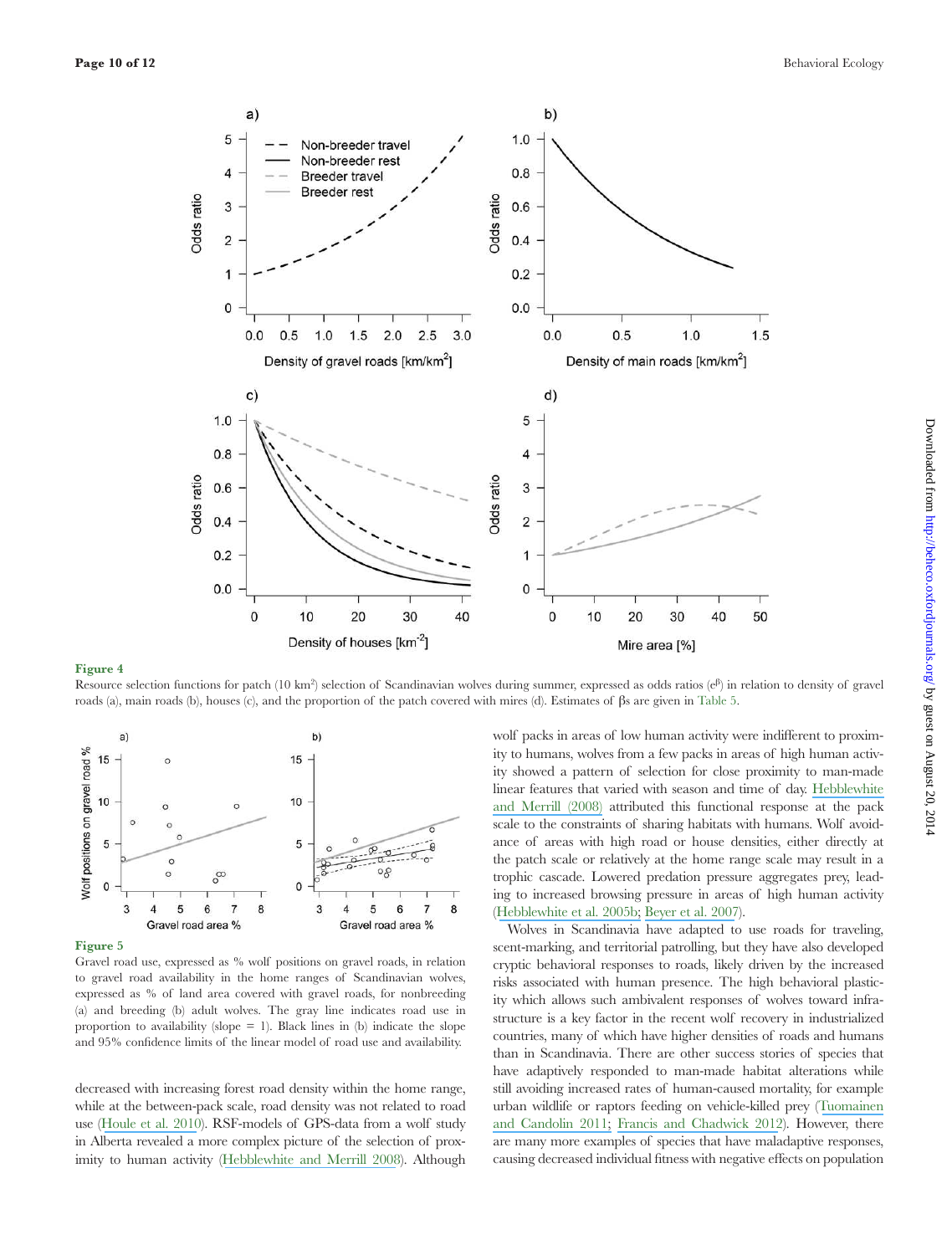**Figure 4**

Resource selection functions for patch (10 km$^2$) selection of Scandinavian wolves during summer, expressed as odds ratios ($e^{\beta}$) in relation to density of gravel roads (a), main roads (b), houses (c), and the proportion of the patch covered with mires (d). Estimates of βs are given in Table 5.

**Figure 5**

Gravel road use, expressed as % wolf positions on gravel roads, in relation to gravel road availability in the home ranges of Scandinavian wolves, expressed as % of land area covered with gravel roads, for nonbreeding (a) and breeding (b) adult wolves. The gray line indicates road use in proportion to availability (slope = 1). Black lines in (b) indicate the slope and 95% confidence limits of the linear model of road use and availability.

decreased with increasing forest road density within the home range, while at the between-pack scale, road density was not related to road use (Houle et al. 2010). RSF-models of GPS-data from a wolf study in Alberta revealed a more complex picture of the selection of proximity to human activity (Hebblewhite and Merrill 2008). Although wolf packs in areas of low human activity were indifferent to proximity to humans, wolves from a few packs in areas of high human activity showed a pattern of selection for close proximity to man-made linear features that varied with season and time of day. Hebblewhite and Merrill (2008) attributed this functional response at the pack scale to the constraints of sharing habitats with humans. Wolf avoidance of areas with high road or house densities, either directly at the patch scale or relatively at the home range scale may result in a trophic cascade. Lowered predation pressure aggregates prey, leading to increased browsing pressure in areas of high human activity (Hebblewhite et al. 2005b; Beyer et al. 2007).

Wolves in Scandinavia have adapted to use roads for traveling, scent-marking, and territorial patrolling, but they have also developed cryptic behavioral responses to roads, likely driven by the increased risks associated with human presence. The high behavioral plasticity which allows such ambivalent responses of wolves toward infrastructure is a key factor in the recent wolf recovery in industrialized countries, many of which have higher densities of roads and humans than in Scandinavia. There are other success stories of species that have adaptively responded to man-made habitat alterations while still avoiding increased rates of human-caused mortality, for example urban wildlife or raptors feeding on vehicle-killed prey (Tuomainen and Candolin 2011; Francis and Chadwick 2012). However, there are many more examples of species that have maladaptive responses, causing decreased individual fitness with negative effects on population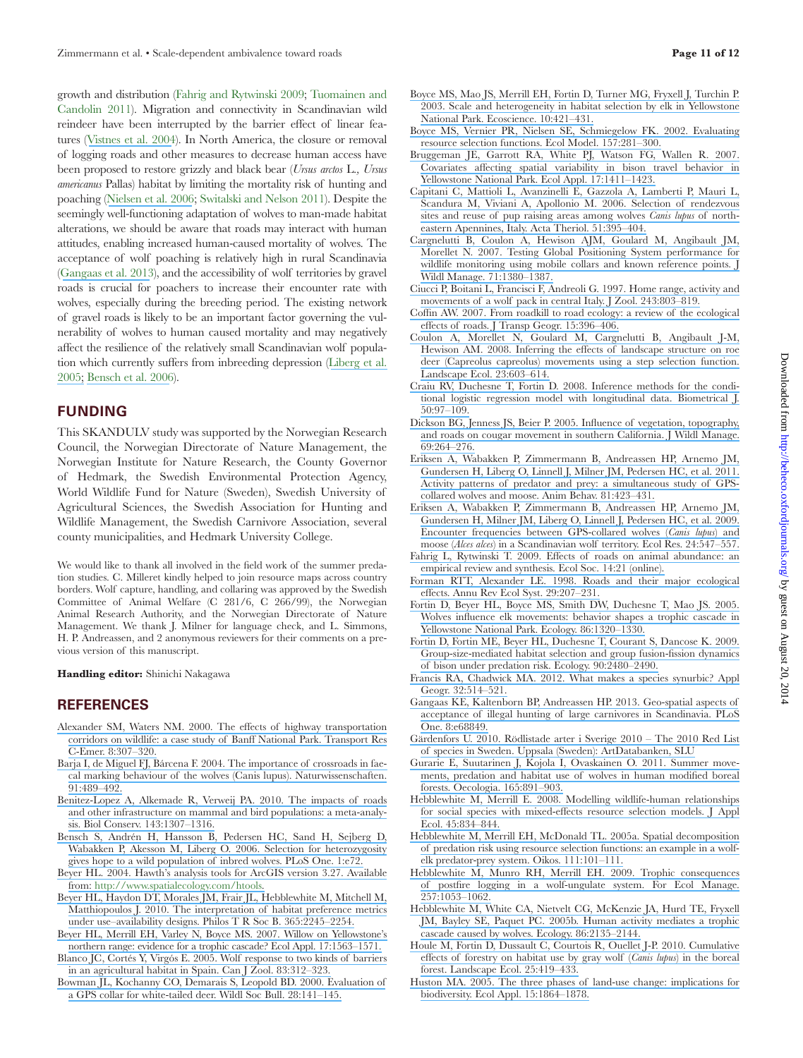growth and distribution (Fahrig and Rytwinski 2009; Tuomainen and Candolin 2011). Migration and connectivity in Scandinavian wild reindeer have been interrupted by the barrier effect of linear features (Vistnes et al. 2004). In North America, the closure or removal of logging roads and other measures to decrease human access have been proposed to restore grizzly and black bear (*Ursus arctos* L., *Ursus americanus* Pallas) habitat by limiting the mortality risk of hunting and poaching (Nielsen et al. 2006; Switalski and Nelson 2011). Despite the seemingly well-functioning adaptation of wolves to man-made habitat alterations, we should be aware that roads may interact with human attitudes, enabling increased human-caused mortality of wolves. The acceptance of wolf poaching is relatively high in rural Scandinavia (Gangaas et al. 2013), and the accessibility of wolf territories by gravel roads is crucial for poachers to increase their encounter rate with wolves, especially during the breeding period. The existing network of gravel roads is likely to be an important factor governing the vulnerability of wolves to human caused mortality and may negatively affect the resilience of the relatively small Scandinavian wolf population which currently suffers from inbreeding depression (Liberg et al. 2005; Bensch et al. 2006).

## FUNDING

This SKANDULV study was supported by the Norwegian Research Council, the Norwegian Directorate of Nature Management, the Norwegian Institute for Nature Research, the County Governor of Hedmark, the Swedish Environmental Protection Agency, World Wildlife Fund for Nature (Sweden), Swedish University of Agricultural Sciences, the Swedish Association for Hunting and Wildlife Management, the Swedish Carnivore Association, several county municipalities, and Hedmark University College.

We would like to thank all involved in the field work of the summer predation studies. C. Milleret kindly helped to join resource maps across country borders. Wolf capture, handling, and collaring was approved by the Swedish Committee of Animal Welfare (C 281/6, C 266/99), the Norwegian Animal Research Authority, and the Norwegian Directorate of Nature Management. We thank J. Milner for language check, and L. Simmons, H. P. Andreassen, and 2 anonymous reviewers for their comments on a previous version of this manuscript.

**Handling editor:** Shinichi Nakagawa

## REFERENCES

Alexander SM, Waters NM. 2000. The effects of highway transportation corridors on wildlife: a case study of Banff National Park. Transport Res C-Emer. 8:307–320.

Barja I, de Miguel FJ, Bárcena F. 2004. The importance of crossroads in faecal marking behaviour of the wolves (Canis lupus). Naturwissenschaften. 91:489–492.

Benitez-Lopez A, Alkemade R, Verweij PA. 2010. The impacts of roads and other infrastructure on mammal and bird populations: a meta-analysis. Biol Conserv. 143:1307–1316.

Bensch S, Andrén H, Hansson B, Pedersen HC, Sand H, Sejberg D, Wabakken P, Akesson M, Liberg O. 2006. Selection for heterozygosity gives hope to a wild population of inbred wolves. PLoS One. 1:e72.

Beyer HL. 2004. Hawth's analysis tools for ArcGIS version 3.27. Available from: http://www.spatialecology.com/htools.

Beyer HL, Haydon DT, Morales JM, Frair JL, Hebblewhite M, Mitchell M, Matthiopoulos J. 2010. The interpretation of habitat preference metrics under use–availability designs. Philos T R Soc B. 365:2245–2254.

Beyer HL, Merrill EH, Varley N, Boyce MS. 2007. Willow on Yellowstone's northern range: evidence for a trophic cascade? Ecol Appl. 17:1563–1571.

Blanco JC, Cortés Y, Virgós E. 2005. Wolf response to two kinds of barriers in an agricultural habitat in Spain. Can J Zool. 83:312–323.

Bowman JL, Kochanny CO, Demarais S, Leopold BD. 2000. Evaluation of a GPS collar for white-tailed deer. Wildl Soc Bull. 28:141–145.

Boyce MS, Mao JS, Merrill EH, Fortin D, Turner MG, Fryxell J, Turchin P. 2003. Scale and heterogeneity in habitat selection by elk in Yellowstone National Park. Ecoscience. 10:421–431.

Boyce MS, Vernier PR, Nielsen SE, Schmiegelow FK. 2002. Evaluating resource selection functions. Ecol Model. 157:281–300.

Bruggeman JE, Garrott RA, White PJ, Watson FG, Wallen R. 2007. Covariates affecting spatial variability in bison travel behavior in Yellowstone National Park. Ecol Appl. 17:1411–1423.

Capitani C, Mattioli L, Avanzinelli E, Gazzola A, Lamberti P, Mauri L, Scandura M, Viviani A, Apollonio M. 2006. Selection of rendezvous sites and reuse of pup raising areas among wolves *Canis lupus* of northeastern Apennines, Italy. Acta Theriol. 51:395–404.

Cargnelutti B, Coulon A, Hewison AJM, Goulard M, Angibault JM, Morellet N. 2007. Testing Global Positioning System performance for wildlife monitoring using mobile collars and known reference points. J Wildl Manage. 71:1380–1387.

Ciucci P, Boitani L, Francisci F, Andreoli G. 1997. Home range, activity and movements of a wolf pack in central Italy. J Zool. 243:803–819.

Coffin AW. 2007. From roadkill to road ecology: a review of the ecological effects of roads. J Transp Geogr. 15:396–406.

Coulon A, Morellet N, Goulard M, Cargnelutti B, Angibault J-M, Hewison AM. 2008. Inferring the effects of landscape structure on roe deer (Capreolus capreolus) movements using a step selection function. Landscape Ecol. 23:603–614.

Craiu RV, Duchesne T, Fortin D. 2008. Inference methods for the conditional logistic regression model with longitudinal data. Biometrical J. 50:97–109.

Dickson BG, Jenness JS, Beier P. 2005. Influence of vegetation, topography, and roads on cougar movement in southern California. J Wildl Manage. 69:264–276.

Eriksen A, Wabakken P, Zimmermann B, Andreassen HP, Arnemo JM, Gundersen H, Liberg O, Linnell J, Milner JM, Pedersen HC, et al. 2011. Activity patterns of predator and prey: a simultaneous study of GPS-collared wolves and moose. Anim Behav. 81:423–431.

Eriksen A, Wabakken P, Zimmermann B, Andreassen HP, Arnemo JM, Gundersen H, Milner JM, Liberg O, Linnell J, Pedersen HC, et al. 2009. Encounter frequencies between GPS-collared wolves (*Canis lupus*) and moose (*Alces alces*) in a Scandinavian wolf territory. Ecol Res. 24:547–557.

Fahrig L, Rytwinski T. 2009. Effects of roads on animal abundance: an empirical review and synthesis. Ecol Soc. 14:21 (online).

Forman RTT, Alexander LE. 1998. Roads and their major ecological effects. Annu Rev Ecol Syst. 29:207–231.

Fortin D, Beyer HL, Boyce MS, Smith DW, Duchesne T, Mao JS. 2005. Wolves influence elk movements: behavior shapes a trophic cascade in Yellowstone National Park. Ecology. 86:1320–1330.

Fortin D, Fortin ME, Beyer HL, Duchesne T, Courant S, Dancose K. 2009. Group-size-mediated habitat selection and group fusion-fission dynamics of bison under predation risk. Ecology. 90:2480–2490.

Francis RA, Chadwick MA. 2012. What makes a species synurbic? Appl Geogr. 32:514–521.

Gangaas KE, Kaltenborn BP, Andreassen HP. 2013. Geo-spatial aspects of acceptance of illegal hunting of large carnivores in Scandinavia. PLoS One. 8:e68849.

Gärdenfors U. 2010. Rödlistade arter i Sverige 2010 – The 2010 Red List of species in Sweden. Uppsala (Sweden): ArtDatabanken, SLU

Gurarie E, Suutarinen J, Kojola I, Ovaskainen O. 2011. Summer movements, predation and habitat use of wolves in human modified boreal forests. Oecologia. 165:891–903.

Hebblewhite M, Merrill E. 2008. Modelling wildlife-human relationships for social species with mixed-effects resource selection models. J Appl Ecol. 45:834–844.

Hebblewhite M, Merrill EH, McDonald TL. 2005a. Spatial decomposition of predation risk using resource selection functions: an example in a wolf-elk predator-prey system. Oikos. 111:101–111.

Hebblewhite M, Munro RH, Merrill EH. 2009. Trophic consequences of postfire logging in a wolf-ungulate system. For Ecol Manage. 257:1053–1062.

Hebblewhite M, White CA, Nietvelt CG, McKenzie JA, Hurd TE, Fryxell JM, Bayley SE, Paquet PC. 2005b. Human activity mediates a trophic cascade caused by wolves. Ecology. 86:2135–2144.

Houle M, Fortin D, Dussault C, Courtois R, Ouellet J-P. 2010. Cumulative effects of forestry on habitat use by gray wolf (*Canis lupus*) in the boreal forest. Landscape Ecol. 25:419–433.

Huston MA. 2005. The three phases of land-use change: implications for biodiversity. Ecol Appl. 15:1864–1878.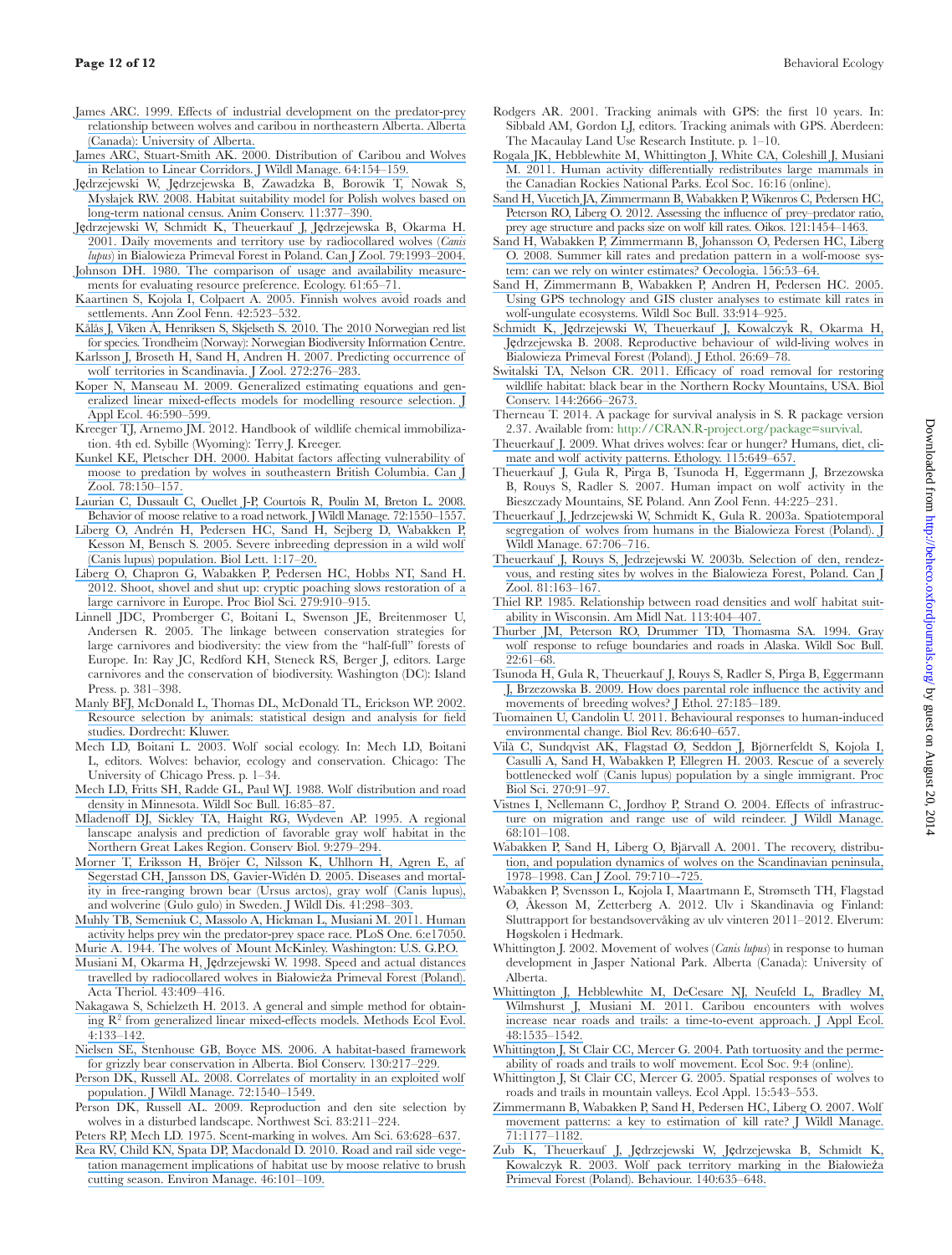James ARC. 1999. Effects of industrial development on the predator-prey relationship between wolves and caribou in northeastern Alberta. Alberta (Canada): University of Alberta.

James ARC, Stuart-Smith AK. 2000. Distribution of Caribou and Wolves in Relation to Linear Corridors. J Wildl Manage. 64:154–159.

Jędrzejewski W, Jędrzejewska B, Zawadzka B, Borowik T, Nowak S, Mysłajek RW. 2008. Habitat suitability model for Polish wolves based on long-term national census. Anim Conserv. 11:377–390.

Jędrzejewski W, Schmidt K, Theuerkauf J, Jędrzejewska B, Okarma H. 2001. Daily movements and territory use by radiocollared wolves (*Canis lupus*) in Bialowieza Primeval Forest in Poland. Can J Zool. 79:1993–2004.

Johnson DH. 1980. The comparison of usage and availability measurements for evaluating resource preference. Ecology. 61:65–71.

Kaartinen S, Kojola I, Colpaert A. 2005. Finnish wolves avoid roads and settlements. Ann Zool Fenn. 42:523–532.

Kålås J, Viken A, Henriksen S, Skjelseth S. 2010. The 2010 Norwegian red list for species. Trondheim (Norway): Norwegian Biodiversity Information Centre.

Karlsson J, Broseth H, Sand H, Andren H. 2007. Predicting occurrence of wolf territories in Scandinavia. J Zool. 272:276–283.

Koper N, Manseau M. 2009. Generalized estimating equations and generalized linear mixed-effects models for modelling resource selection. J Appl Ecol. 46:590–599.

Kreeger TJ, Arnemo JM. 2012. Handbook of wildlife chemical immobilization. 4th ed. Sybille (Wyoming): Terry J. Kreeger.

Kunkel KE, Pletscher DH. 2000. Habitat factors affecting vulnerability of moose to predation by wolves in southeastern British Columbia. Can J Zool. 78:150–157.

Laurian C, Dussault C, Ouellet J-P, Courtois R, Poulin M, Breton L. 2008. Behavior of moose relative to a road network. J Wildl Manage. 72:1550–1557.

Liberg O, Andrén H, Pedersen HC, Sand H, Sejberg D, Wabakken P, Kesson M, Bensch S. 2005. Severe inbreeding depression in a wild wolf (Canis lupus) population. Biol Lett. 1:17–20.

Liberg O, Chapron G, Wabakken P, Pedersen HC, Hobbs NT, Sand H. 2012. Shoot, shovel and shut up: cryptic poaching slows restoration of a large carnivore in Europe. Proc Biol Sci. 279:910–915.

Linnell JDC, Promberger C, Boitani L, Swenson JE, Breitenmoser U, Andersen R. 2005. The linkage between conservation strategies for large carnivores and biodiversity: the view from the "half-full" forests of Europe. In: Ray JC, Redford KH, Steneck RS, Berger J, editors. Large carnivores and the conservation of biodiversity. Washington (DC): Island Press. p. 381–398.

Manly BFJ, McDonald L, Thomas DL, McDonald TL, Erickson WP. 2002. Resource selection by animals: statistical design and analysis for field studies. Dordrecht: Kluwer.

Mech LD, Boitani L. 2003. Wolf social ecology. In: Mech LD, Boitani L, editors. Wolves: behavior, ecology and conservation. Chicago: The University of Chicago Press. p. 1–34.

Mech LD, Fritts SH, Radde GL, Paul WJ. 1988. Wolf distribution and road density in Minnesota. Wildl Soc Bull. 16:85–87.

Mladenoff DJ, Sickley TA, Haight RG, Wydeven AP. 1995. A regional lanscape analysis and prediction of favorable gray wolf habitat in the Northern Great Lakes Region. Conserv Biol. 9:279–294.

Morner T, Eriksson H, Bröjer C, Nilsson K, Uhlhorn H, Agren E, af Segerstad CH, Jansson DS, Gavier-Widén D. 2005. Diseases and mortality in free-ranging brown bear (Ursus arctos), gray wolf (Canis lupus), and wolverine (Gulo gulo) in Sweden. J Wildl Dis. 41:298–303.

Muhly TB, Semeniuk C, Massolo A, Hickman L, Musiani M. 2011. Human activity helps prey win the predator-prey space race. PLoS One. 6:e17050.

Murie A. 1944. The wolves of Mount McKinley. Washington: U.S. G.P.O.

Musiani M, Okarma H, Jędrzejewski W. 1998. Speed and actual distances travelled by radiocollared wolves in Białowieża Primeval Forest (Poland). Acta Theriol. 43:409–416.

Nakagawa S, Schielzeth H. 2013. A general and simple method for obtaining $R^2$ from generalized linear mixed-effects models. Methods Ecol Evol. 4:133–142.

Nielsen SE, Stenhouse GB, Boyce MS. 2006. A habitat-based framework for grizzly bear conservation in Alberta. Biol Conserv. 130:217–229.

Person DK, Russell AL. 2008. Correlates of mortality in an exploited wolf population. J Wildl Manage. 72:1540–1549.

Person DK, Russell AL. 2009. Reproduction and den site selection by wolves in a disturbed landscape. Northwest Sci. 83:211–224.

Peters RP, Mech LD. 1975. Scent-marking in wolves. Am Sci. 63:628–637.

Rea RV, Child KN, Spata DP, Macdonald D. 2010. Road and rail side vegetation management implications of habitat use by moose relative to brush cutting season. Environ Manage. 46:101–109.

Rodgers AR. 2001. Tracking animals with GPS: the first 10 years. In: Sibbald AM, Gordon LJ, editors. Tracking animals with GPS. Aberdeen: The Macaulay Land Use Research Institute. p. 1–10.

Rogala JK, Hebblewhite M, Whittington J, White CA, Coleshill J, Musiani M. 2011. Human activity differentially redistributes large mammals in the Canadian Rockies National Parks. Ecol Soc. 16:16 (online).

Sand H, Vucetich JA, Zimmermann B, Wabakken P, Wikenros C, Pedersen HC, Peterson RO, Liberg O. 2012. Assessing the influence of prey–predator ratio, prey age structure and packs size on wolf kill rates. Oikos. 121:1454–1463.

Sand H, Wabakken P, Zimmermann B, Johansson O, Pedersen HC, Liberg O. 2008. Summer kill rates and predation pattern in a wolf-moose system: can we rely on winter estimates? Oecologia. 156:53–64.

Sand H, Zimmermann B, Wabakken P, Andren H, Pedersen HC. 2005. Using GPS technology and GIS cluster analyses to estimate kill rates in wolf-ungulate ecosystems. Wildl Soc Bull. 33:914–925.

Schmidt K, Jędrzejewski W, Theuerkauf J, Kowalczyk R, Okarma H, Jędrzejewska B. 2008. Reproductive behaviour of wild-living wolves in Bialowieza Primeval Forest (Poland). J Ethol. 26:69–78.

Switalski TA, Nelson CR. 2011. Efficacy of road removal for restoring wildlife habitat: black bear in the Northern Rocky Mountains, USA. Biol Conserv. 144:2666–2673.

Therneau T. 2014. A package for survival analysis in S. R package version 2.37. Available from: http://CRAN.R-project.org/package=survival.

Theuerkauf J. 2009. What drives wolves: fear or hunger? Humans, diet, climate and wolf activity patterns. Ethology. 115:649–657.

Theuerkauf J, Gula R, Pirga B, Tsunoda H, Eggermann J, Brzezowska B, Rouys S, Radler S. 2007. Human impact on wolf activity in the Bieszczady Mountains, SE Poland. Ann Zool Fenn. 44:225–231.

Theuerkauf J, Jedrzejewski W, Schmidt K, Gula R. 2003a. Spatiotemporal segregation of wolves from humans in the Bialowieza Forest (Poland). J Wildl Manage. 67:706–716.

Theuerkauf J, Rouys S, Jedrzejewski W. 2003b. Selection of den, rendezvous, and resting sites by wolves in the Bialowieza Forest, Poland. Can J Zool. 81:163–167.

Thiel RP. 1985. Relationship between road densities and wolf habitat suitability in Wisconsin. Am Midl Nat. 113:404–407.

Thurber JM, Peterson RO, Drummer TD, Thomasma SA. 1994. Gray wolf response to refuge boundaries and roads in Alaska. Wildl Soc Bull. 22:61–68.

Tsunoda H, Gula R, Theuerkauf J, Rouys S, Radler S, Pirga B, Eggermann J, Brzezowska B. 2009. How does parental role influence the activity and movements of breeding wolves? J Ethol. 27:185–189.

Tuomainen U, Candolin U. 2011. Behavioural responses to human-induced environmental change. Biol Rev. 86:640–657.

Vilà C, Sundqvist AK, Flagstad Ø, Seddon J, Björnerfeldt S, Kojola I, Casulli A, Sand H, Wabakken P, Ellegren H. 2003. Rescue of a severely bottlenecked wolf (Canis lupus) population by a single immigrant. Proc Biol Sci. 270:91–97.

Vistnes I, Nellemann C, Jordhoy P, Strand O. 2004. Effects of infrastructure on migration and range use of wild reindeer. J Wildl Manage. 68:101–108.

Wabakken P, Sand H, Liberg O, Bjärvall A. 2001. The recovery, distribution, and population dynamics of wolves on the Scandinavian peninsula, 1978–1998. Can J Zool. 79:710–725.

Wabakken P, Svensson L, Kojola I, Maartmann E, Strømseth TH, Flagstad Ø, Åkesson M, Zetterberg A. 2012. Ulv i Skandinavia og Finland: Sluttrapport for bestandsovervåking av ulv vinteren 2011–2012. Elverum: Høgskolen i Hedmark.

Whittington J. 2002. Movement of wolves (*Canis lupus*) in response to human development in Jasper National Park. Alberta (Canada): University of Alberta.

Whittington J, Hebblewhite M, DeCesare NJ, Neufeld L, Bradley M, Wilmshurst J, Musiani M. 2011. Caribou encounters with wolves increase near roads and trails: a time-to-event approach. J Appl Ecol. 48:1535–1542.

Whittington J, St Clair CC, Mercer G. 2004. Path tortuosity and the permeability of roads and trails to wolf movement. Ecol Soc. 9:4 (online).

Whittington J, St Clair CC, Mercer G. 2005. Spatial responses of wolves to roads and trails in mountain valleys. Ecol Appl. 15:543–553.

Zimmermann B, Wabakken P, Sand H, Pedersen HC, Liberg O. 2007. Wolf movement patterns: a key to estimation of kill rate? J Wildl Manage. 71:1177–1182.

Zub K, Theuerkauf J, Jędrzejewski W, Jędrzejewska B, Schmidt K, Kowalczyk R. 2003. Wolf pack territory marking in the Białowieża Primeval Forest (Poland). Behaviour. 140:635–648.